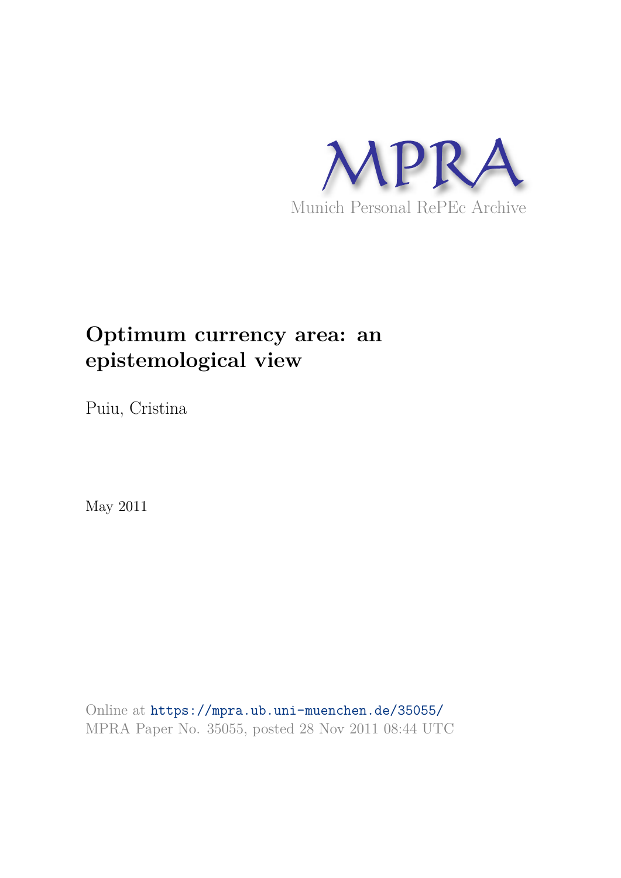MPRA

Munich Personal RePEc Archive

# Optimum currency area: an epistemological view

Puiu, Cristina

May 2011

Online at https://mpra.ub.uni-muenchen.de/35055/

MPRA Paper No. 35055, posted 28 Nov 2011 08:44 UTC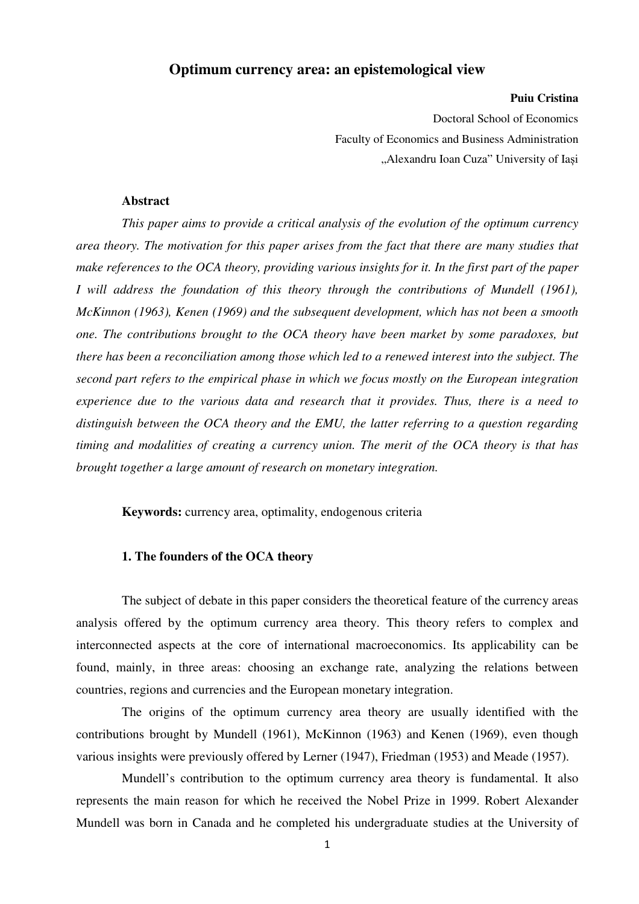# Optimum currency area: an epistemological view

**Puiu Cristina**

Doctoral School of Economics

Faculty of Economics and Business Administration

„Alexandru Ioan Cuza" University of Iași

**Abstract**

*This paper aims to provide a critical analysis of the evolution of the optimum currency area theory. The motivation for this paper arises from the fact that there are many studies that make references to the OCA theory, providing various insights for it. In the first part of the paper I will address the foundation of this theory through the contributions of Mundell (1961), McKinnon (1963), Kenen (1969) and the subsequent development, which has not been a smooth one. The contributions brought to the OCA theory have been market by some paradoxes, but there has been a reconciliation among those which led to a renewed interest into the subject. The second part refers to the empirical phase in which we focus mostly on the European integration experience due to the various data and research that it provides. Thus, there is a need to distinguish between the OCA theory and the EMU, the latter referring to a question regarding timing and modalities of creating a currency union. The merit of the OCA theory is that has brought together a large amount of research on monetary integration.*

**Keywords:** currency area, optimality, endogenous criteria

## 1. The founders of the OCA theory

The subject of debate in this paper considers the theoretical feature of the currency areas analysis offered by the optimum currency area theory. This theory refers to complex and interconnected aspects at the core of international macroeconomics. Its applicability can be found, mainly, in three areas: choosing an exchange rate, analyzing the relations between countries, regions and currencies and the European monetary integration.

The origins of the optimum currency area theory are usually identified with the contributions brought by Mundell (1961), McKinnon (1963) and Kenen (1969), even though various insights were previously offered by Lerner (1947), Friedman (1953) and Meade (1957).

Mundell's contribution to the optimum currency area theory is fundamental. It also represents the main reason for which he received the Nobel Prize in 1999. Robert Alexander Mundell was born in Canada and he completed his undergraduate studies at the University of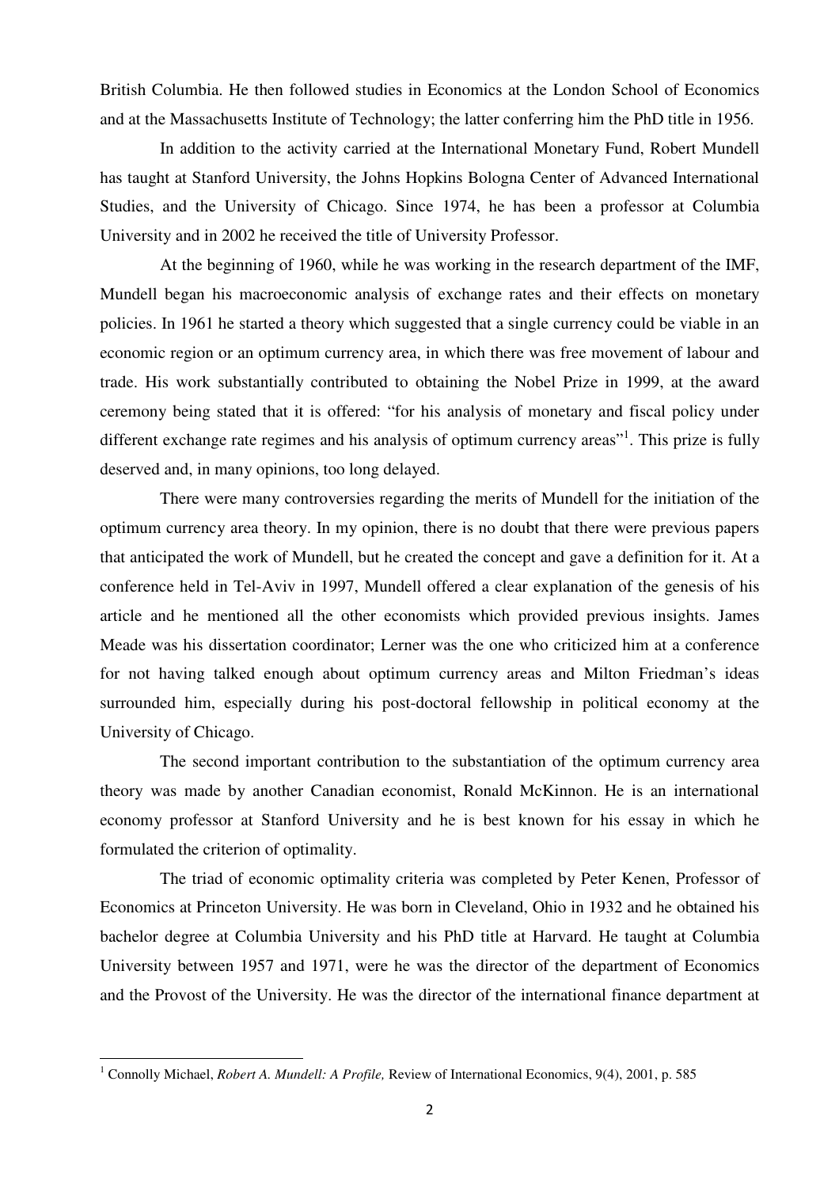British Columbia. He then followed studies in Economics at the London School of Economics and at the Massachusetts Institute of Technology; the latter conferring him the PhD title in 1956.

In addition to the activity carried at the International Monetary Fund, Robert Mundell has taught at Stanford University, the Johns Hopkins Bologna Center of Advanced International Studies, and the University of Chicago. Since 1974, he has been a professor at Columbia University and in 2002 he received the title of University Professor.

At the beginning of 1960, while he was working in the research department of the IMF, Mundell began his macroeconomic analysis of exchange rates and their effects on monetary policies. In 1961 he started a theory which suggested that a single currency could be viable in an economic region or an optimum currency area, in which there was free movement of labour and trade. His work substantially contributed to obtaining the Nobel Prize in 1999, at the award ceremony being stated that it is offered: "for his analysis of monetary and fiscal policy under different exchange rate regimes and his analysis of optimum currency areas"[1]. This prize is fully deserved and, in many opinions, too long delayed.

There were many controversies regarding the merits of Mundell for the initiation of the optimum currency area theory. In my opinion, there is no doubt that there were previous papers that anticipated the work of Mundell, but he created the concept and gave a definition for it. At a conference held in Tel-Aviv in 1997, Mundell offered a clear explanation of the genesis of his article and he mentioned all the other economists which provided previous insights. James Meade was his dissertation coordinator; Lerner was the one who criticized him at a conference for not having talked enough about optimum currency areas and Milton Friedman's ideas surrounded him, especially during his post-doctoral fellowship in political economy at the University of Chicago.

The second important contribution to the substantiation of the optimum currency area theory was made by another Canadian economist, Ronald McKinnon. He is an international economy professor at Stanford University and he is best known for his essay in which he formulated the criterion of optimality.

The triad of economic optimality criteria was completed by Peter Kenen, Professor of Economics at Princeton University. He was born in Cleveland, Ohio in 1932 and he obtained his bachelor degree at Columbia University and his PhD title at Harvard. He taught at Columbia University between 1957 and 1971, were he was the director of the department of Economics and the Provost of the University. He was the director of the international finance department at

[1] Connolly Michael, *Robert A. Mundell: A Profile,* Review of International Economics, 9(4), 2001, p. 585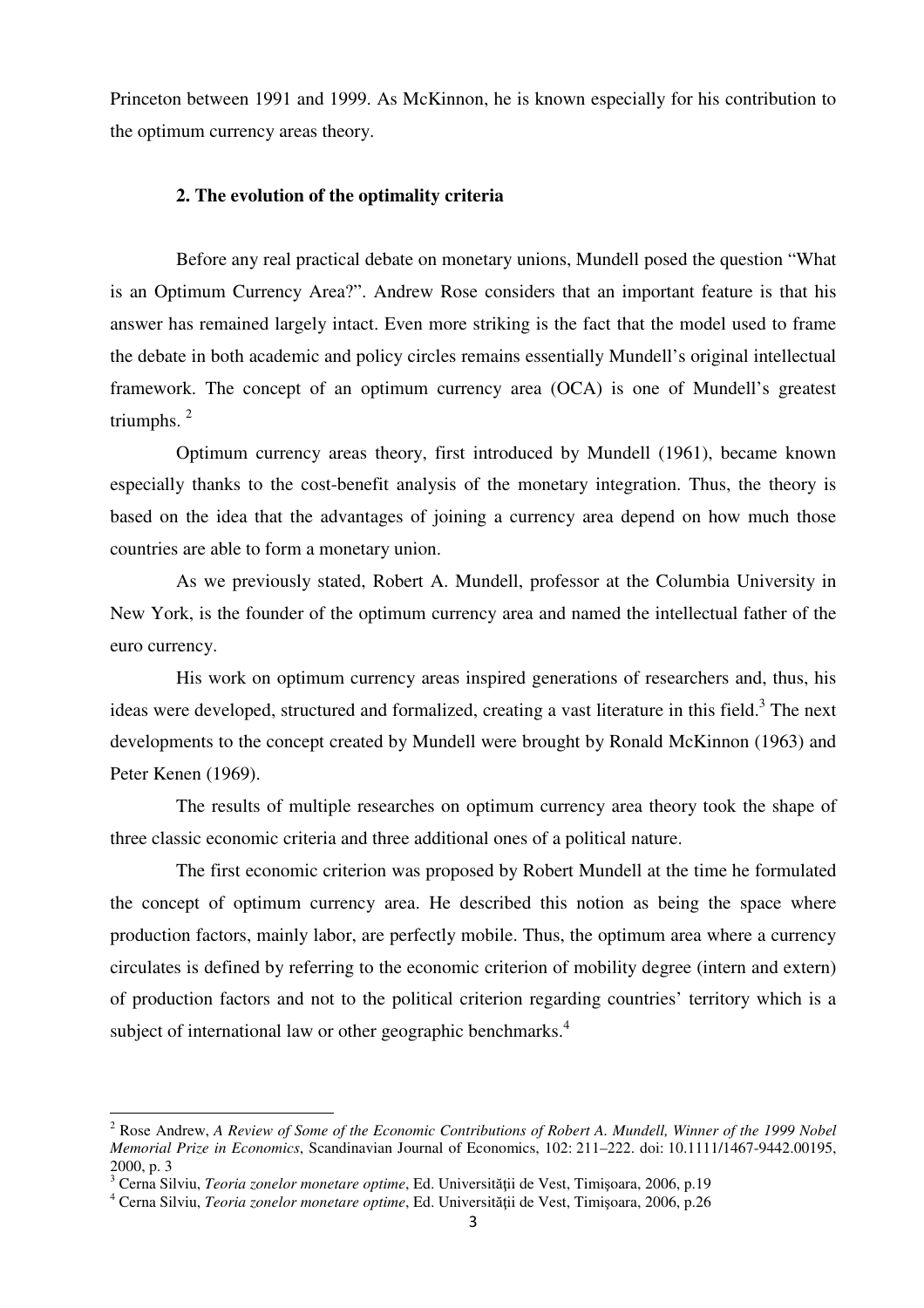Princeton between 1991 and 1999. As McKinnon, he is known especially for his contribution to the optimum currency areas theory.

## 2. The evolution of the optimality criteria

Before any real practical debate on monetary unions, Mundell posed the question "What is an Optimum Currency Area?". Andrew Rose considers that an important feature is that his answer has remained largely intact. Even more striking is the fact that the model used to frame the debate in both academic and policy circles remains essentially Mundell's original intellectual framework. The concept of an optimum currency area (OCA) is one of Mundell's greatest triumphs. [2]

Optimum currency areas theory, first introduced by Mundell (1961), became known especially thanks to the cost-benefit analysis of the monetary integration. Thus, the theory is based on the idea that the advantages of joining a currency area depend on how much those countries are able to form a monetary union.

As we previously stated, Robert A. Mundell, professor at the Columbia University in New York, is the founder of the optimum currency area and named the intellectual father of the euro currency.

His work on optimum currency areas inspired generations of researchers and, thus, his ideas were developed, structured and formalized, creating a vast literature in this field.[3] The next developments to the concept created by Mundell were brought by Ronald McKinnon (1963) and Peter Kenen (1969).

The results of multiple researches on optimum currency area theory took the shape of three classic economic criteria and three additional ones of a political nature.

The first economic criterion was proposed by Robert Mundell at the time he formulated the concept of optimum currency area. He described this notion as being the space where production factors, mainly labor, are perfectly mobile. Thus, the optimum area where a currency circulates is defined by referring to the economic criterion of mobility degree (intern and extern) of production factors and not to the political criterion regarding countries' territory which is a subject of international law or other geographic benchmarks.[4]

---

[2] Rose Andrew, *A Review of Some of the Economic Contributions of Robert A. Mundell, Winner of the 1999 Nobel Memorial Prize in Economics*, Scandinavian Journal of Economics, 102: 211–222. doi: 10.1111/1467-9442.00195, 2000, p. 3

[3] Cerna Silviu, *Teoria zonelor monetare optime*, Ed. Universității de Vest, Timişoara, 2006, p.19

[4] Cerna Silviu, *Teoria zonelor monetare optime*, Ed. Universității de Vest, Timişoara, 2006, p.26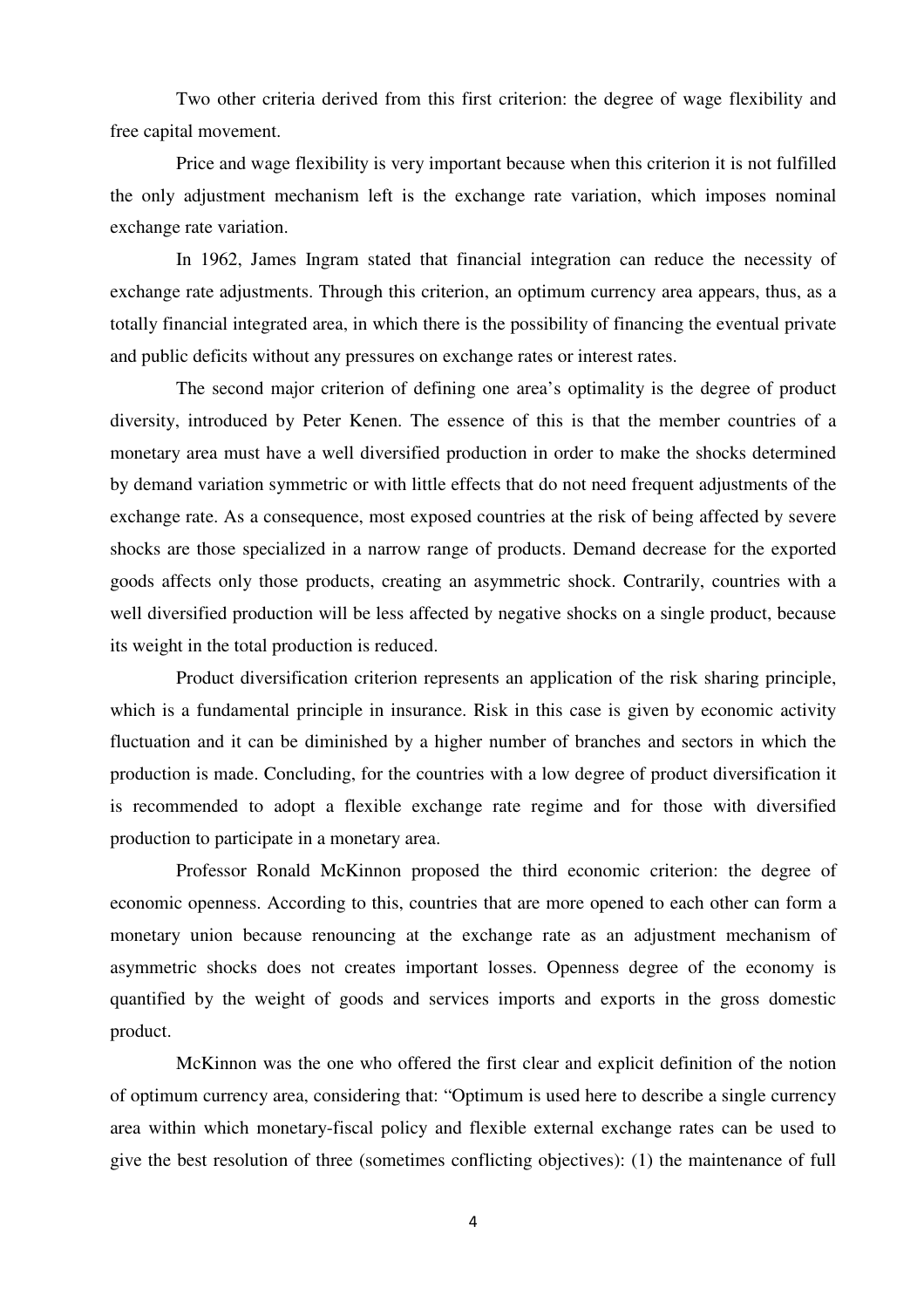Two other criteria derived from this first criterion: the degree of wage flexibility and free capital movement.

Price and wage flexibility is very important because when this criterion it is not fulfilled the only adjustment mechanism left is the exchange rate variation, which imposes nominal exchange rate variation.

In 1962, James Ingram stated that financial integration can reduce the necessity of exchange rate adjustments. Through this criterion, an optimum currency area appears, thus, as a totally financial integrated area, in which there is the possibility of financing the eventual private and public deficits without any pressures on exchange rates or interest rates.

The second major criterion of defining one area's optimality is the degree of product diversity, introduced by Peter Kenen. The essence of this is that the member countries of a monetary area must have a well diversified production in order to make the shocks determined by demand variation symmetric or with little effects that do not need frequent adjustments of the exchange rate. As a consequence, most exposed countries at the risk of being affected by severe shocks are those specialized in a narrow range of products. Demand decrease for the exported goods affects only those products, creating an asymmetric shock. Contrarily, countries with a well diversified production will be less affected by negative shocks on a single product, because its weight in the total production is reduced.

Product diversification criterion represents an application of the risk sharing principle, which is a fundamental principle in insurance. Risk in this case is given by economic activity fluctuation and it can be diminished by a higher number of branches and sectors in which the production is made. Concluding, for the countries with a low degree of product diversification it is recommended to adopt a flexible exchange rate regime and for those with diversified production to participate in a monetary area.

Professor Ronald McKinnon proposed the third economic criterion: the degree of economic openness. According to this, countries that are more opened to each other can form a monetary union because renouncing at the exchange rate as an adjustment mechanism of asymmetric shocks does not creates important losses. Openness degree of the economy is quantified by the weight of goods and services imports and exports in the gross domestic product.

McKinnon was the one who offered the first clear and explicit definition of the notion of optimum currency area, considering that: "Optimum is used here to describe a single currency area within which monetary-fiscal policy and flexible external exchange rates can be used to give the best resolution of three (sometimes conflicting objectives): (1) the maintenance of full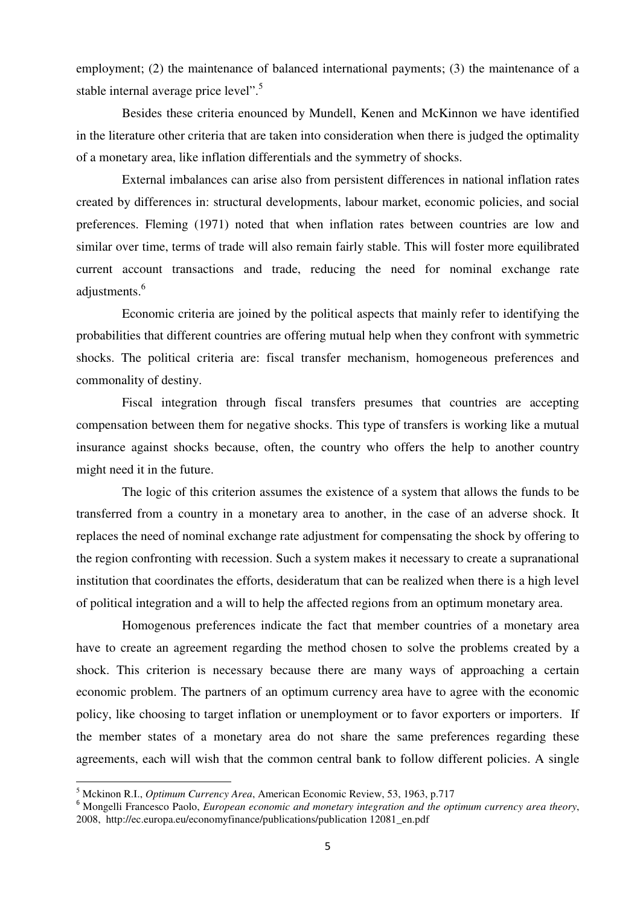employment; (2) the maintenance of balanced international payments; (3) the maintenance of a stable internal average price level".[5]

Besides these criteria enounced by Mundell, Kenen and McKinnon we have identified in the literature other criteria that are taken into consideration when there is judged the optimality of a monetary area, like inflation differentials and the symmetry of shocks.

External imbalances can arise also from persistent differences in national inflation rates created by differences in: structural developments, labour market, economic policies, and social preferences. Fleming (1971) noted that when inflation rates between countries are low and similar over time, terms of trade will also remain fairly stable. This will foster more equilibrated current account transactions and trade, reducing the need for nominal exchange rate adjustments.[6]

Economic criteria are joined by the political aspects that mainly refer to identifying the probabilities that different countries are offering mutual help when they confront with symmetric shocks. The political criteria are: fiscal transfer mechanism, homogeneous preferences and commonality of destiny.

Fiscal integration through fiscal transfers presumes that countries are accepting compensation between them for negative shocks. This type of transfers is working like a mutual insurance against shocks because, often, the country who offers the help to another country might need it in the future.

The logic of this criterion assumes the existence of a system that allows the funds to be transferred from a country in a monetary area to another, in the case of an adverse shock. It replaces the need of nominal exchange rate adjustment for compensating the shock by offering to the region confronting with recession. Such a system makes it necessary to create a supranational institution that coordinates the efforts, desideratum that can be realized when there is a high level of political integration and a will to help the affected regions from an optimum monetary area.

Homogenous preferences indicate the fact that member countries of a monetary area have to create an agreement regarding the method chosen to solve the problems created by a shock. This criterion is necessary because there are many ways of approaching a certain economic problem. The partners of an optimum currency area have to agree with the economic policy, like choosing to target inflation or unemployment or to favor exporters or importers. If the member states of a monetary area do not share the same preferences regarding these agreements, each will wish that the common central bank to follow different policies. A single

---

[5] Mckinon R.I., *Optimum Currency Area*, American Economic Review, 53, 1963, p.717

[6] Mongelli Francesco Paolo, *European economic and monetary integration and the optimum currency area theory*, 2008, http://ec.europa.eu/economyfinance/publications/publication 12081_en.pdf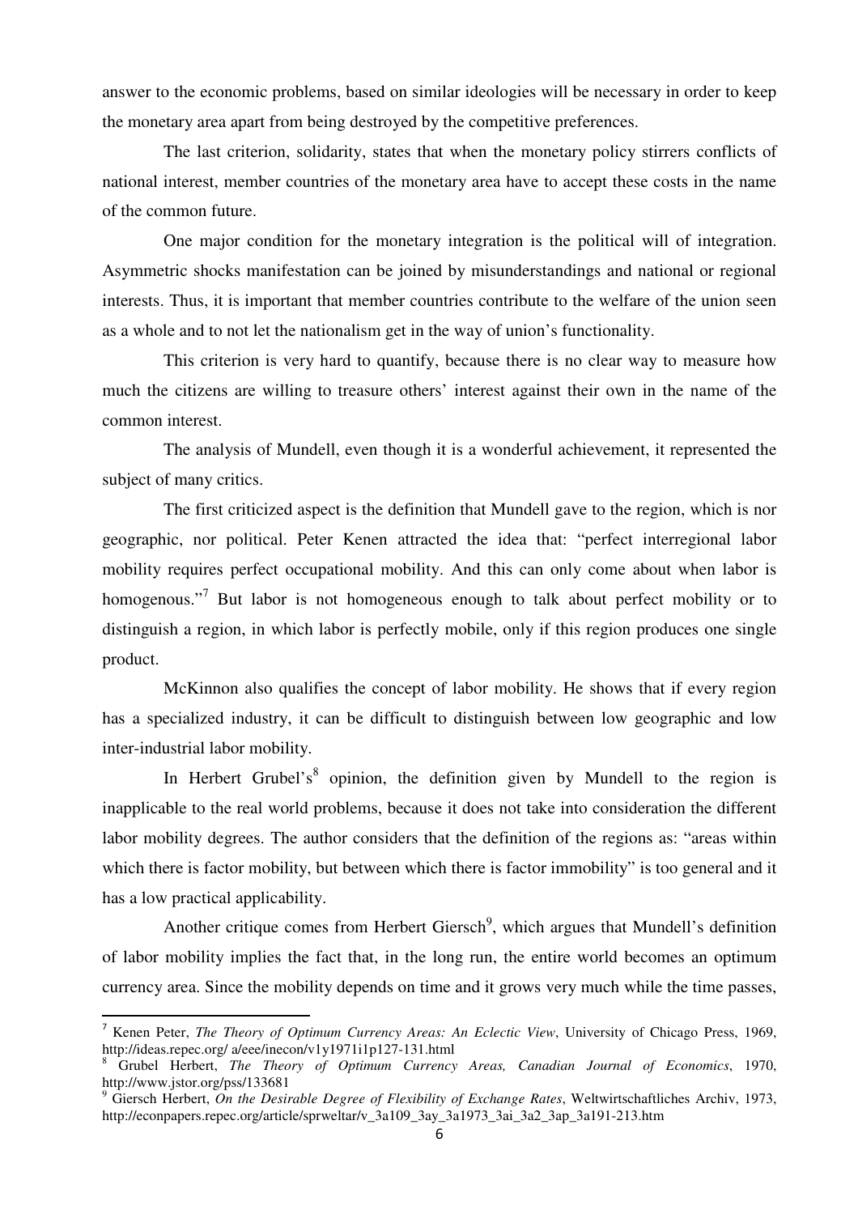answer to the economic problems, based on similar ideologies will be necessary in order to keep the monetary area apart from being destroyed by the competitive preferences.

The last criterion, solidarity, states that when the monetary policy stirrers conflicts of national interest, member countries of the monetary area have to accept these costs in the name of the common future.

One major condition for the monetary integration is the political will of integration. Asymmetric shocks manifestation can be joined by misunderstandings and national or regional interests. Thus, it is important that member countries contribute to the welfare of the union seen as a whole and to not let the nationalism get in the way of union's functionality.

This criterion is very hard to quantify, because there is no clear way to measure how much the citizens are willing to treasure others' interest against their own in the name of the common interest.

The analysis of Mundell, even though it is a wonderful achievement, it represented the subject of many critics.

The first criticized aspect is the definition that Mundell gave to the region, which is nor geographic, nor political. Peter Kenen attracted the idea that: "perfect interregional labor mobility requires perfect occupational mobility. And this can only come about when labor is homogenous."[7] But labor is not homogeneous enough to talk about perfect mobility or to distinguish a region, in which labor is perfectly mobile, only if this region produces one single product.

McKinnon also qualifies the concept of labor mobility. He shows that if every region has a specialized industry, it can be difficult to distinguish between low geographic and low inter-industrial labor mobility.

In Herbert Grubel's[8] opinion, the definition given by Mundell to the region is inapplicable to the real world problems, because it does not take into consideration the different labor mobility degrees. The author considers that the definition of the regions as: "areas within which there is factor mobility, but between which there is factor immobility" is too general and it has a low practical applicability.

Another critique comes from Herbert Giersch[9], which argues that Mundell's definition of labor mobility implies the fact that, in the long run, the entire world becomes an optimum currency area. Since the mobility depends on time and it grows very much while the time passes,

---

[7] Kenen Peter, *The Theory of Optimum Currency Areas: An Eclectic View*, University of Chicago Press, 1969, http://ideas.repec.org/ a/eee/inecon/v1y1971i1p127-131.html

[8] Grubel Herbert, *The Theory of Optimum Currency Areas, Canadian Journal of Economics*, 1970, http://www.jstor.org/pss/133681

[9] Giersch Herbert, *On the Desirable Degree of Flexibility of Exchange Rates*, Weltwirtschaftliches Archiv, 1973, http://econpapers.repec.org/article/sprweltar/v_3a109_3ay_3a1973_3ai_3a2_3ap_3a191-213.htm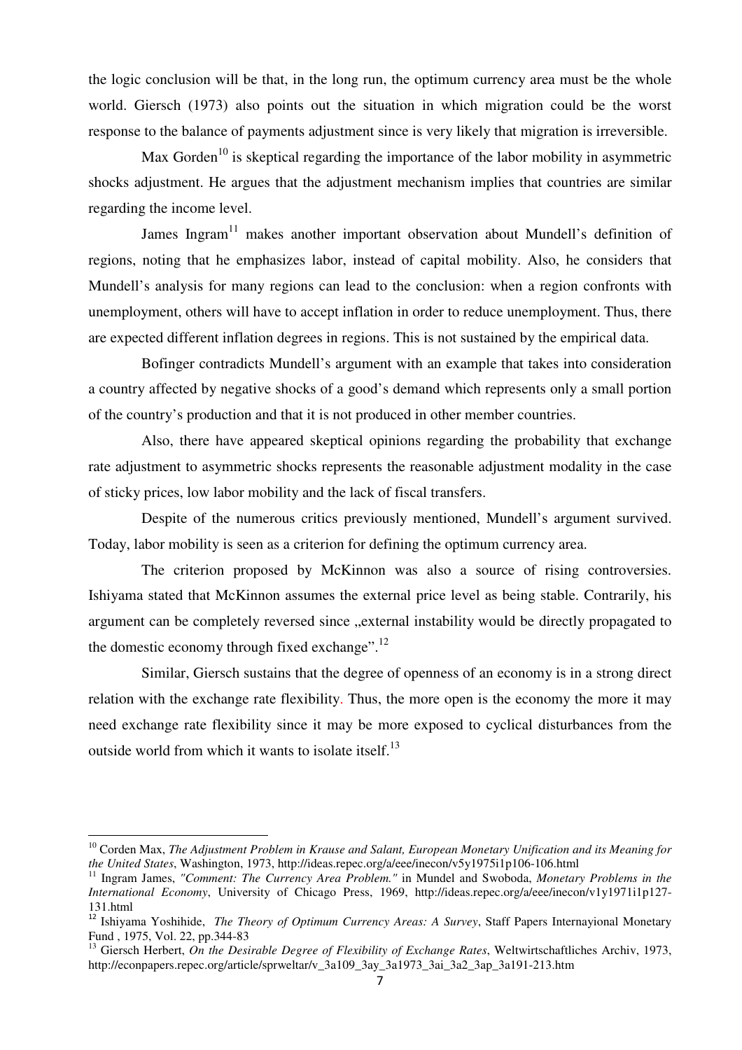the logic conclusion will be that, in the long run, the optimum currency area must be the whole world. Giersch (1973) also points out the situation in which migration could be the worst response to the balance of payments adjustment since is very likely that migration is irreversible.

Max Gorden[10] is skeptical regarding the importance of the labor mobility in asymmetric shocks adjustment. He argues that the adjustment mechanism implies that countries are similar regarding the income level.

James Ingram[11] makes another important observation about Mundell's definition of regions, noting that he emphasizes labor, instead of capital mobility. Also, he considers that Mundell's analysis for many regions can lead to the conclusion: when a region confronts with unemployment, others will have to accept inflation in order to reduce unemployment. Thus, there are expected different inflation degrees in regions. This is not sustained by the empirical data.

Bofinger contradicts Mundell's argument with an example that takes into consideration a country affected by negative shocks of a good's demand which represents only a small portion of the country's production and that it is not produced in other member countries.

Also, there have appeared skeptical opinions regarding the probability that exchange rate adjustment to asymmetric shocks represents the reasonable adjustment modality in the case of sticky prices, low labor mobility and the lack of fiscal transfers.

Despite of the numerous critics previously mentioned, Mundell's argument survived. Today, labor mobility is seen as a criterion for defining the optimum currency area.

The criterion proposed by McKinnon was also a source of rising controversies. Ishiyama stated that McKinnon assumes the external price level as being stable. Contrarily, his argument can be completely reversed since „external instability would be directly propagated to the domestic economy through fixed exchange".[12]

Similar, Giersch sustains that the degree of openness of an economy is in a strong direct relation with the exchange rate flexibility. Thus, the more open is the economy the more it may need exchange rate flexibility since it may be more exposed to cyclical disturbances from the outside world from which it wants to isolate itself.[13]

---

[10] Corden Max, *The Adjustment Problem in Krause and Salant, European Monetary Unification and its Meaning for the United States*, Washington, 1973, http://ideas.repec.org/a/eee/inecon/v5y1975i1p106-106.html

[11] Ingram James, *"Comment: The Currency Area Problem."* in Mundel and Swoboda, *Monetary Problems in the International Economy*, University of Chicago Press, 1969, http://ideas.repec.org/a/eee/inecon/v1y1971i1p127-131.html

[12] Ishiyama Yoshihide, *The Theory of Optimum Currency Areas: A Survey*, Staff Papers Internayional Monetary Fund , 1975, Vol. 22, pp.344-83

[13] Giersch Herbert, *On the Desirable Degree of Flexibility of Exchange Rates*, Weltwirtschaftliches Archiv, 1973, http://econpapers.repec.org/article/sprweltar/v_3a109_3ay_3a1973_3ai_3a2_3ap_3a191-213.htm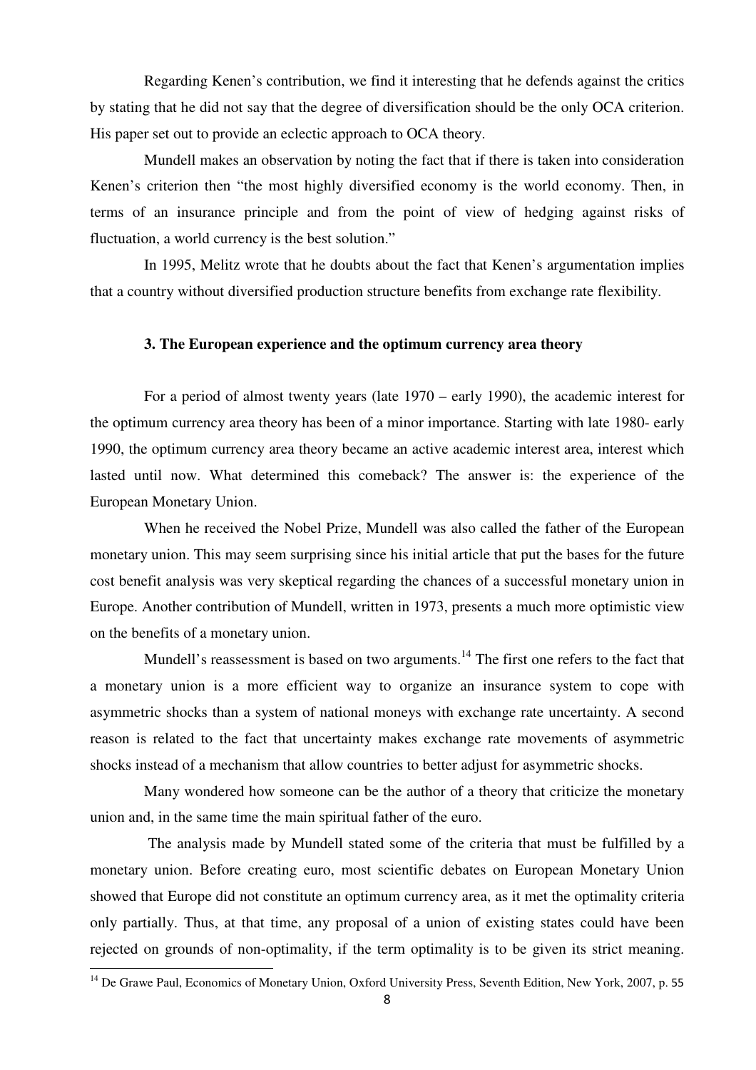Regarding Kenen's contribution, we find it interesting that he defends against the critics by stating that he did not say that the degree of diversification should be the only OCA criterion. His paper set out to provide an eclectic approach to OCA theory.

Mundell makes an observation by noting the fact that if there is taken into consideration Kenen's criterion then "the most highly diversified economy is the world economy. Then, in terms of an insurance principle and from the point of view of hedging against risks of fluctuation, a world currency is the best solution."

In 1995, Melitz wrote that he doubts about the fact that Kenen's argumentation implies that a country without diversified production structure benefits from exchange rate flexibility.

### 3. The European experience and the optimum currency area theory

For a period of almost twenty years (late 1970 – early 1990), the academic interest for the optimum currency area theory has been of a minor importance. Starting with late 1980- early 1990, the optimum currency area theory became an active academic interest area, interest which lasted until now. What determined this comeback? The answer is: the experience of the European Monetary Union.

When he received the Nobel Prize, Mundell was also called the father of the European monetary union. This may seem surprising since his initial article that put the bases for the future cost benefit analysis was very skeptical regarding the chances of a successful monetary union in Europe. Another contribution of Mundell, written in 1973, presents a much more optimistic view on the benefits of a monetary union.

Mundell's reassessment is based on two arguments.[14] The first one refers to the fact that a monetary union is a more efficient way to organize an insurance system to cope with asymmetric shocks than a system of national moneys with exchange rate uncertainty. A second reason is related to the fact that uncertainty makes exchange rate movements of asymmetric shocks instead of a mechanism that allow countries to better adjust for asymmetric shocks.

Many wondered how someone can be the author of a theory that criticize the monetary union and, in the same time the main spiritual father of the euro.

The analysis made by Mundell stated some of the criteria that must be fulfilled by a monetary union. Before creating euro, most scientific debates on European Monetary Union showed that Europe did not constitute an optimum currency area, as it met the optimality criteria only partially. Thus, at that time, any proposal of a union of existing states could have been rejected on grounds of non-optimality, if the term optimality is to be given its strict meaning.

[14] De Grawe Paul, Economics of Monetary Union, Oxford University Press, Seventh Edition, New York, 2007, p. 55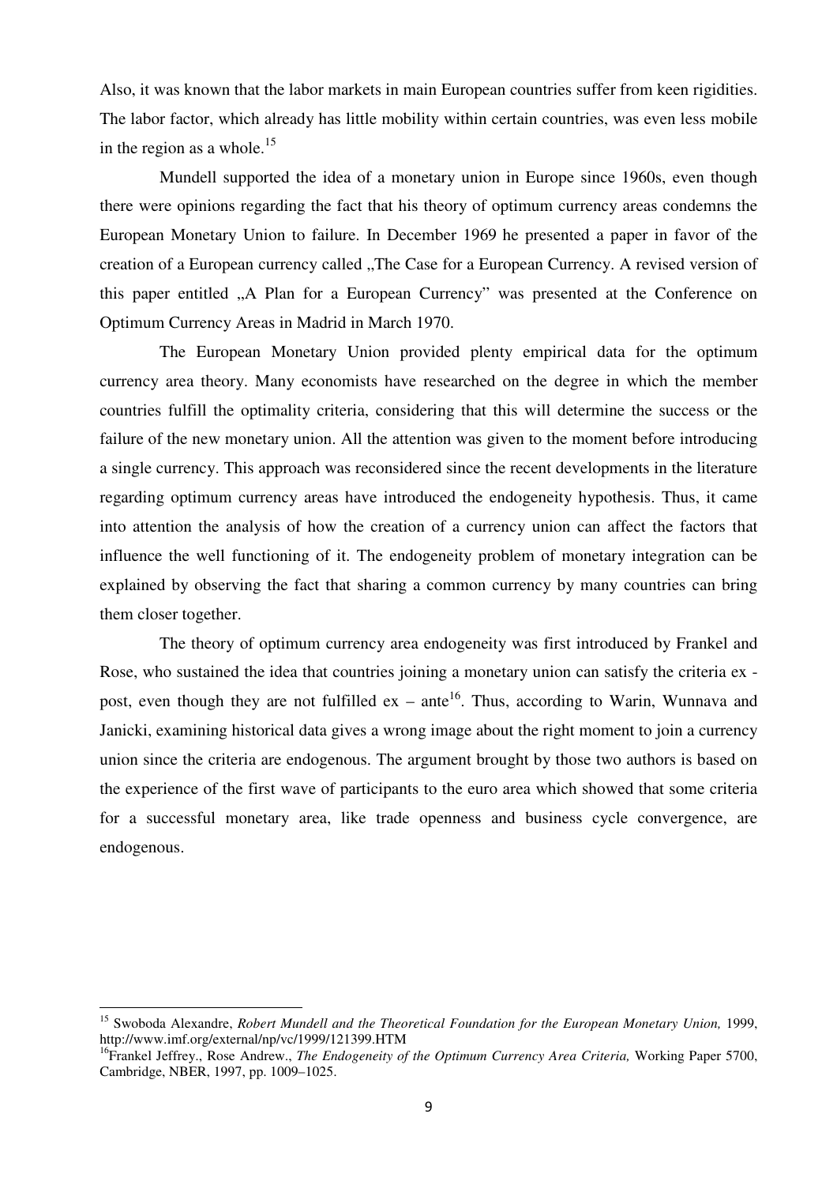Also, it was known that the labor markets in main European countries suffer from keen rigidities. The labor factor, which already has little mobility within certain countries, was even less mobile in the region as a whole.[15]

Mundell supported the idea of a monetary union in Europe since 1960s, even though there were opinions regarding the fact that his theory of optimum currency areas condemns the European Monetary Union to failure. In December 1969 he presented a paper in favor of the creation of a European currency called „The Case for a European Currency. A revised version of this paper entitled „A Plan for a European Currency" was presented at the Conference on Optimum Currency Areas in Madrid in March 1970.

The European Monetary Union provided plenty empirical data for the optimum currency area theory. Many economists have researched on the degree in which the member countries fulfill the optimality criteria, considering that this will determine the success or the failure of the new monetary union. All the attention was given to the moment before introducing a single currency. This approach was reconsidered since the recent developments in the literature regarding optimum currency areas have introduced the endogeneity hypothesis. Thus, it came into attention the analysis of how the creation of a currency union can affect the factors that influence the well functioning of it. The endogeneity problem of monetary integration can be explained by observing the fact that sharing a common currency by many countries can bring them closer together.

The theory of optimum currency area endogeneity was first introduced by Frankel and Rose, who sustained the idea that countries joining a monetary union can satisfy the criteria ex - post, even though they are not fulfilled ex – ante[16]. Thus, according to Warin, Wunnava and Janicki, examining historical data gives a wrong image about the right moment to join a currency union since the criteria are endogenous. The argument brought by those two authors is based on the experience of the first wave of participants to the euro area which showed that some criteria for a successful monetary area, like trade openness and business cycle convergence, are endogenous.

---

[15] Swoboda Alexandre, *Robert Mundell and the Theoretical Foundation for the European Monetary Union,* 1999, http://www.imf.org/external/np/vc/1999/121399.HTM

[16] Frankel Jeffrey., Rose Andrew., *The Endogeneity of the Optimum Currency Area Criteria,* Working Paper 5700, Cambridge, NBER, 1997, pp. 1009–1025.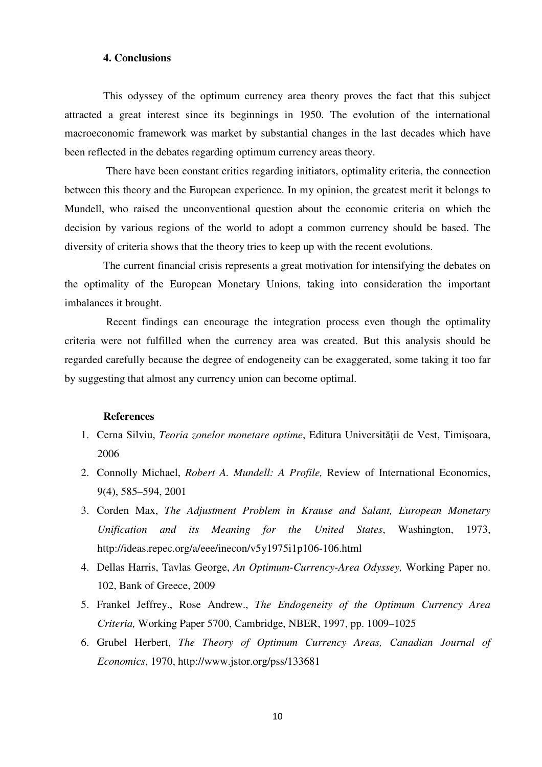## 4. Conclusions

This odyssey of the optimum currency area theory proves the fact that this subject attracted a great interest since its beginnings in 1950. The evolution of the international macroeconomic framework was market by substantial changes in the last decades which have been reflected in the debates regarding optimum currency areas theory.

There have been constant critics regarding initiators, optimality criteria, the connection between this theory and the European experience. In my opinion, the greatest merit it belongs to Mundell, who raised the unconventional question about the economic criteria on which the decision by various regions of the world to adopt a common currency should be based. The diversity of criteria shows that the theory tries to keep up with the recent evolutions.

The current financial crisis represents a great motivation for intensifying the debates on the optimality of the European Monetary Unions, taking into consideration the important imbalances it brought.

Recent findings can encourage the integration process even though the optimality criteria were not fulfilled when the currency area was created. But this analysis should be regarded carefully because the degree of endogeneity can be exaggerated, some taking it too far by suggesting that almost any currency union can become optimal.

### References

1. Cerna Silviu, *Teoria zonelor monetare optime*, Editura Universității de Vest, Timișoara, 2006
2. Connolly Michael, *Robert A. Mundell: A Profile,* Review of International Economics, 9(4), 585–594, 2001
3. Corden Max, *The Adjustment Problem in Krause and Salant, European Monetary Unification and its Meaning for the United States*, Washington, 1973, http://ideas.repec.org/a/eee/inecon/v5y1975i1p106-106.html
4. Dellas Harris, Tavlas George, *An Optimum-Currency-Area Odyssey,* Working Paper no. 102, Bank of Greece, 2009
5. Frankel Jeffrey., Rose Andrew., *The Endogeneity of the Optimum Currency Area Criteria,* Working Paper 5700, Cambridge, NBER, 1997, pp. 1009–1025
6. Grubel Herbert, *The Theory of Optimum Currency Areas, Canadian Journal of Economics*, 1970, http://www.jstor.org/pss/133681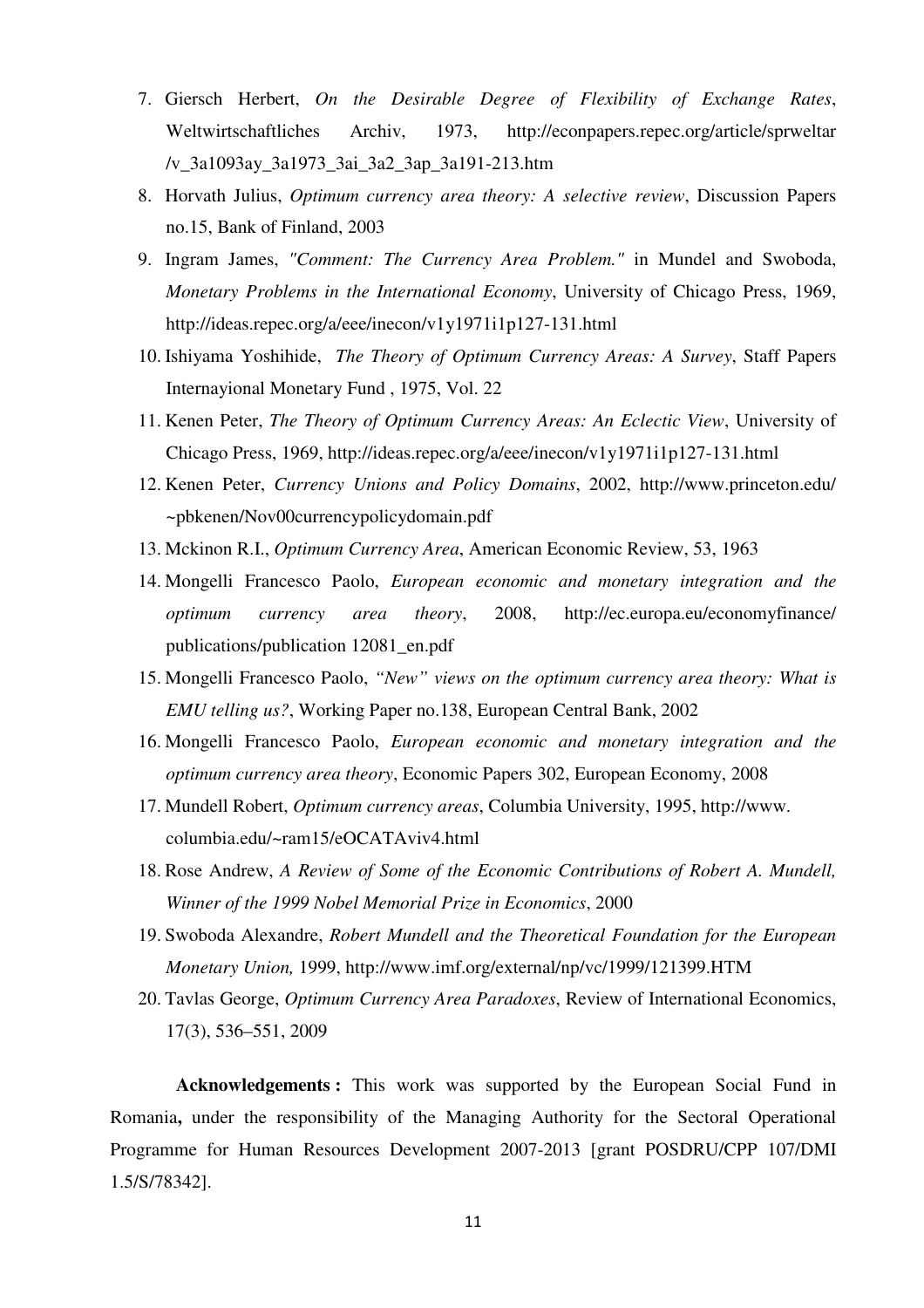7. Giersch Herbert, *On the Desirable Degree of Flexibility of Exchange Rates*, Weltwirtschaftliches Archiv, 1973, http://econpapers.repec.org/article/sprweltar/v_3a1093ay_3a1973_3ai_3a2_3ap_3a191-213.htm
8. Horvath Julius, *Optimum currency area theory: A selective review*, Discussion Papers no.15, Bank of Finland, 2003
9. Ingram James, *"Comment: The Currency Area Problem."* in Mundel and Swoboda, *Monetary Problems in the International Economy*, University of Chicago Press, 1969, http://ideas.repec.org/a/eee/inecon/v1y1971i1p127-131.html
10. Ishiyama Yoshihide, *The Theory of Optimum Currency Areas: A Survey*, Staff Papers Internayional Monetary Fund , 1975, Vol. 22
11. Kenen Peter, *The Theory of Optimum Currency Areas: An Eclectic View*, University of Chicago Press, 1969, http://ideas.repec.org/a/eee/inecon/v1y1971i1p127-131.html
12. Kenen Peter, *Currency Unions and Policy Domains*, 2002, http://www.princeton.edu/~pbkenen/Nov00currencypolicydomain.pdf
13. Mckinon R.I., *Optimum Currency Area*, American Economic Review, 53, 1963
14. Mongelli Francesco Paolo, *European economic and monetary integration and the optimum currency area theory*, 2008, http://ec.europa.eu/economyfinance/publications/publication 12081_en.pdf
15. Mongelli Francesco Paolo, *"New" views on the optimum currency area theory: What is EMU telling us?*, Working Paper no.138, European Central Bank, 2002
16. Mongelli Francesco Paolo, *European economic and monetary integration and the optimum currency area theory*, Economic Papers 302, European Economy, 2008
17. Mundell Robert, *Optimum currency areas*, Columbia University, 1995, http://www.columbia.edu/~ram15/eOCATAviv4.html
18. Rose Andrew, *A Review of Some of the Economic Contributions of Robert A. Mundell, Winner of the 1999 Nobel Memorial Prize in Economics*, 2000
19. Swoboda Alexandre, *Robert Mundell and the Theoretical Foundation for the European Monetary Union,* 1999, http://www.imf.org/external/np/vc/1999/121399.HTM
20. Tavlas George, *Optimum Currency Area Paradoxes*, Review of International Economics, 17(3), 536–551, 2009

**Acknowledgements :** This work was supported by the European Social Fund in Romania**,** under the responsibility of the Managing Authority for the Sectoral Operational Programme for Human Resources Development 2007-2013 [grant POSDRU/CPP 107/DMI 1.5/S/78342].